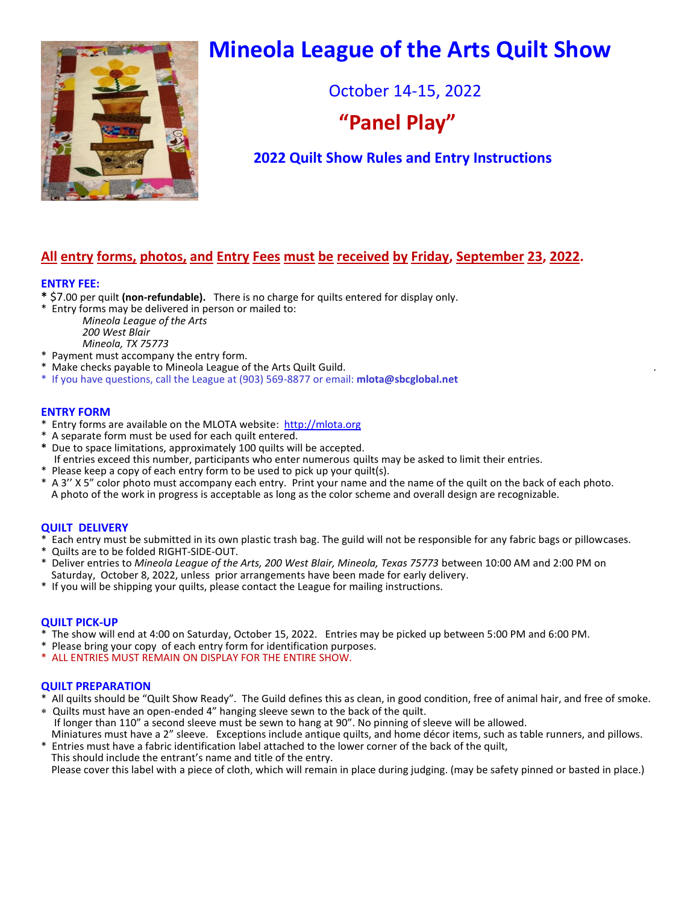# Mineola League of the Arts Quilt Show

October 14-15, 2022

## "Panel Play"

### 2022 Quilt Show Rules and Entry Instructions

**All entry forms, photos, and Entry Fees must be received by Friday, September 23, 2022.**

### ENTRY FEE:

* $7.00 per quilt **(non-refundable).** There is no charge for quilts entered for display only.
* Entry forms may be delivered in person or mailed to:
  *Mineola League of the Arts*
  *200 West Blair*
  *Mineola, TX 75773*
* Payment must accompany the entry form.
* Make checks payable to Mineola League of the Arts Quilt Guild.
* If you have questions, call the League at (903) 569-8877 or email: **mlota@sbcglobal.net**

### ENTRY FORM

* Entry forms are available on the MLOTA website: http://mlota.org
* A separate form must be used for each quilt entered.
* Due to space limitations, approximately 100 quilts will be accepted.
  If entries exceed this number, participants who enter numerous quilts may be asked to limit their entries.
* Please keep a copy of each entry form to be used to pick up your quilt(s).
* A 3'' X 5" color photo must accompany each entry. Print your name and the name of the quilt on the back of each photo.
  A photo of the work in progress is acceptable as long as the color scheme and overall design are recognizable.

### QUILT DELIVERY

* Each entry must be submitted in its own plastic trash bag. The guild will not be responsible for any fabric bags or pillowcases.
* Quilts are to be folded RIGHT-SIDE-OUT.
* Deliver entries to *Mineola League of the Arts, 200 West Blair, Mineola, Texas 75773* between 10:00 AM and 2:00 PM on Saturday, October 8, 2022, unless prior arrangements have been made for early delivery.
* If you will be shipping your quilts, please contact the League for mailing instructions.

### QUILT PICK-UP

* The show will end at 4:00 on Saturday, October 15, 2022. Entries may be picked up between 5:00 PM and 6:00 PM.
* Please bring your copy of each entry form for identification purposes.
* ALL ENTRIES MUST REMAIN ON DISPLAY FOR THE ENTIRE SHOW.

### QUILT PREPARATION

* All quilts should be "Quilt Show Ready". The Guild defines this as clean, in good condition, free of animal hair, and free of smoke.
* Quilts must have an open-ended 4" hanging sleeve sewn to the back of the quilt.
  If longer than 110" a second sleeve must be sewn to hang at 90". No pinning of sleeve will be allowed.
  Miniatures must have a 2" sleeve. Exceptions include antique quilts, and home décor items, such as table runners, and pillows.
* Entries must have a fabric identification label attached to the lower corner of the back of the quilt,
  This should include the entrant's name and title of the entry.
  Please cover this label with a piece of cloth, which will remain in place during judging. (may be safety pinned or basted in place.)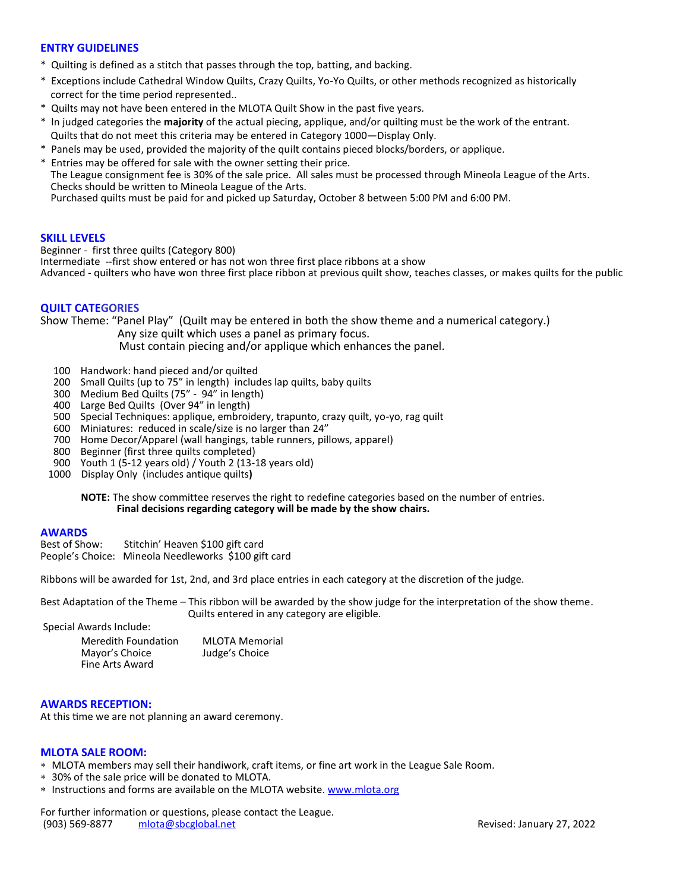## ENTRY GUIDELINES

* Quilting is defined as a stitch that passes through the top, batting, and backing.
* Exceptions include Cathedral Window Quilts, Crazy Quilts, Yo-Yo Quilts, or other methods recognized as historically correct for the time period represented..
* Quilts may not have been entered in the MLOTA Quilt Show in the past five years.
* In judged categories the **majority** of the actual piecing, applique, and/or quilting must be the work of the entrant. Quilts that do not meet this criteria may be entered in Category 1000—Display Only.
* Panels may be used, provided the majority of the quilt contains pieced blocks/borders, or applique.
* Entries may be offered for sale with the owner setting their price.
  The League consignment fee is 30% of the sale price. All sales must be processed through Mineola League of the Arts.
  Checks should be written to Mineola League of the Arts.
  Purchased quilts must be paid for and picked up Saturday, October 8 between 5:00 PM and 6:00 PM.

## SKILL LEVELS

Beginner - first three quilts (Category 800)
Intermediate --first show entered or has not won three first place ribbons at a show
Advanced - quilters who have won three first place ribbon at previous quilt show, teaches classes, or makes quilts for the public

## QUILT CATEGORIES

Show Theme: "Panel Play" (Quilt may be entered in both the show theme and a numerical category.)
Any size quilt which uses a panel as primary focus.
Must contain piecing and/or applique which enhances the panel.

100 Handwork: hand pieced and/or quilted
200 Small Quilts (up to 75" in length) includes lap quilts, baby quilts
300 Medium Bed Quilts (75" - 94" in length)
400 Large Bed Quilts (Over 94" in length)
500 Special Techniques: applique, embroidery, trapunto, crazy quilt, yo-yo, rag quilt
600 Miniatures: reduced in scale/size is no larger than 24"
700 Home Decor/Apparel (wall hangings, table runners, pillows, apparel)
800 Beginner (first three quilts completed)
900 Youth 1 (5-12 years old) / Youth 2 (13-18 years old)
1000 Display Only (includes antique quilts**)**

**NOTE:** The show committee reserves the right to redefine categories based on the number of entries.
**Final decisions regarding category will be made by the show chairs.**

## AWARDS

Best of Show: Stitchin' Heaven $100 gift card
People's Choice: Mineola Needleworks $100 gift card

Ribbons will be awarded for 1st, 2nd, and 3rd place entries in each category at the discretion of the judge.

Best Adaptation of the Theme – This ribbon will be awarded by the show judge for the interpretation of the show theme.
Quilts entered in any category are eligible.

Special Awards Include:

Meredith Foundation
Mayor's Choice
Fine Arts Award
MLOTA Memorial
Judge's Choice

## AWARDS RECEPTION:

At this time we are not planning an award ceremony.

## MLOTA SALE ROOM:

* MLOTA members may sell their handiwork, craft items, or fine art work in the League Sale Room.
* 30% of the sale price will be donated to MLOTA.
* Instructions and forms are available on the MLOTA website. www.mlota.org

For further information or questions, please contact the League.
(903) 569-8877 mlota@sbcglobal.net

Revised: January 27, 2022